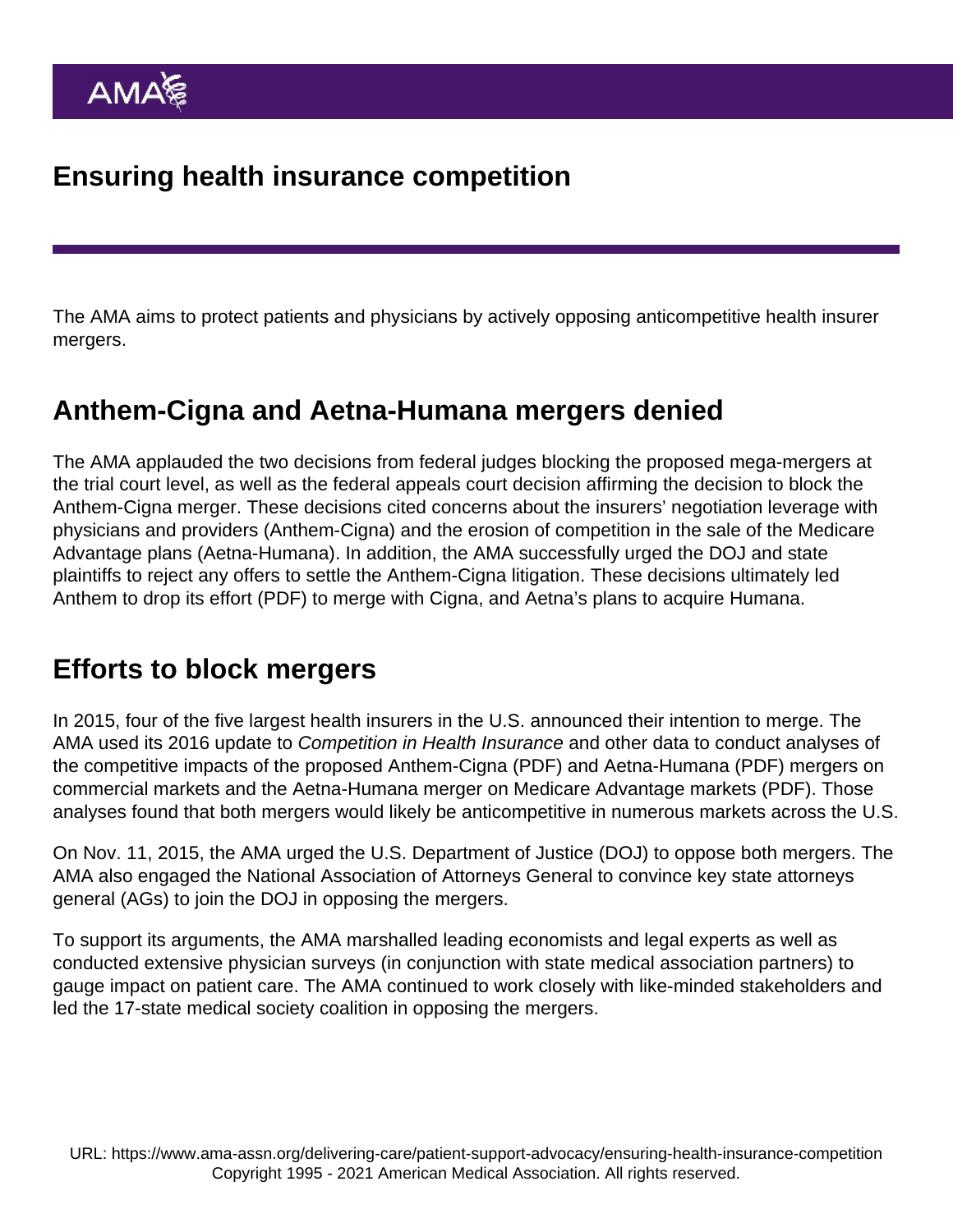# Ensuring health insurance competition

The AMA aims to protect patients and physicians by actively opposing anticompetitive health insurer mergers.

## Anthem-Cigna and Aetna-Humana mergers denied

The AMA applauded the two decisions from federal judges blocking the proposed mega-mergers at the trial court level, as well as the federal appeals court decision affirming the decision to block the Anthem-Cigna merger. These decisions cited concerns about the insurers' negotiation leverage with physicians and providers (Anthem-Cigna) and the erosion of competition in the sale of the Medicare Advantage plans (Aetna-Humana). In addition, the AMA successfully urged the DOJ and state plaintiffs to reject any offers to settle the Anthem-Cigna litigation. These decisions ultimately led Anthem to drop its effort (PDF) to merge with Cigna, and Aetna's plans to acquire Humana.

## Efforts to block mergers

In 2015, four of the five largest health insurers in the U.S. announced their intention to merge. The AMA used its 2016 update to *Competition in Health Insurance* and other data to conduct analyses of the competitive impacts of the proposed Anthem-Cigna (PDF) and Aetna-Humana (PDF) mergers on commercial markets and the Aetna-Humana merger on Medicare Advantage markets (PDF). Those analyses found that both mergers would likely be anticompetitive in numerous markets across the U.S.

On Nov. 11, 2015, the AMA urged the U.S. Department of Justice (DOJ) to oppose both mergers. The AMA also engaged the National Association of Attorneys General to convince key state attorneys general (AGs) to join the DOJ in opposing the mergers.

To support its arguments, the AMA marshalled leading economists and legal experts as well as conducted extensive physician surveys (in conjunction with state medical association partners) to gauge impact on patient care. The AMA continued to work closely with like-minded stakeholders and led the 17-state medical society coalition in opposing the mergers.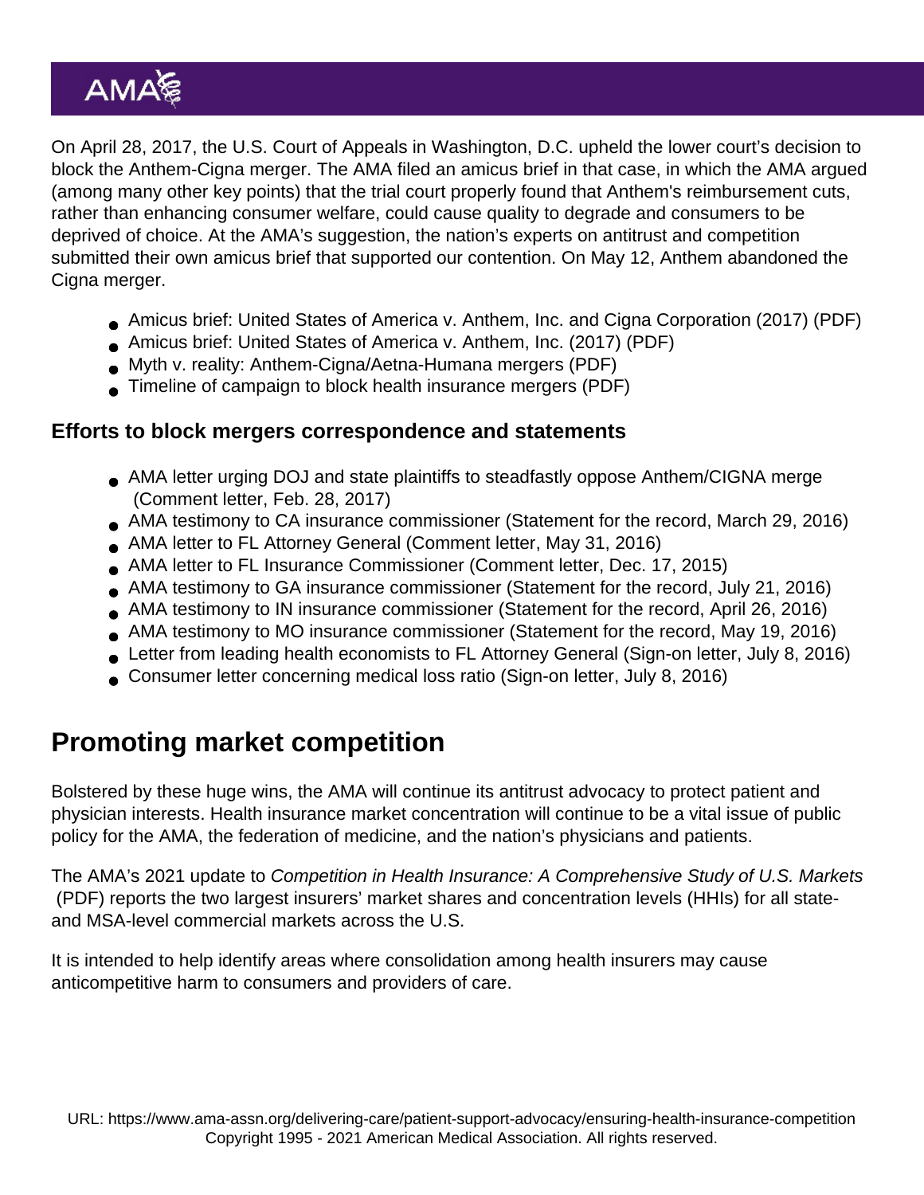On April 28, 2017, the U.S. Court of Appeals in Washington, D.C. upheld the lower court's decision to block the Anthem-Cigna merger. The AMA filed an amicus brief in that case, in which the AMA argued (among many other key points) that the trial court properly found that Anthem's reimbursement cuts, rather than enhancing consumer welfare, could cause quality to degrade and consumers to be deprived of choice. At the AMA's suggestion, the nation's experts on antitrust and competition submitted their own amicus brief that supported our contention. On May 12, Anthem abandoned the Cigna merger.

- Amicus brief: United States of America v. Anthem, Inc. and Cigna Corporation (2017) (PDF)
- Amicus brief: United States of America v. Anthem, Inc. (2017) (PDF)
- Myth v. reality: Anthem-Cigna/Aetna-Humana mergers (PDF)
- Timeline of campaign to block health insurance mergers (PDF)

### Efforts to block mergers correspondence and statements

- AMA letter urging DOJ and state plaintiffs to steadfastly oppose Anthem/CIGNA merge (Comment letter, Feb. 28, 2017)
- AMA testimony to CA insurance commissioner (Statement for the record, March 29, 2016)
- AMA letter to FL Attorney General (Comment letter, May 31, 2016)
- AMA letter to FL Insurance Commissioner (Comment letter, Dec. 17, 2015)
- AMA testimony to GA insurance commissioner (Statement for the record, July 21, 2016)
- AMA testimony to IN insurance commissioner (Statement for the record, April 26, 2016)
- AMA testimony to MO insurance commissioner (Statement for the record, May 19, 2016)
- Letter from leading health economists to FL Attorney General (Sign-on letter, July 8, 2016)
- Consumer letter concerning medical loss ratio (Sign-on letter, July 8, 2016)

## Promoting market competition

Bolstered by these huge wins, the AMA will continue its antitrust advocacy to protect patient and physician interests. Health insurance market concentration will continue to be a vital issue of public policy for the AMA, the federation of medicine, and the nation's physicians and patients.

The AMA's 2021 update to *Competition in Health Insurance: A Comprehensive Study of U.S. Markets* (PDF) reports the two largest insurers' market shares and concentration levels (HHIs) for all state- and MSA-level commercial markets across the U.S.

It is intended to help identify areas where consolidation among health insurers may cause anticompetitive harm to consumers and providers of care.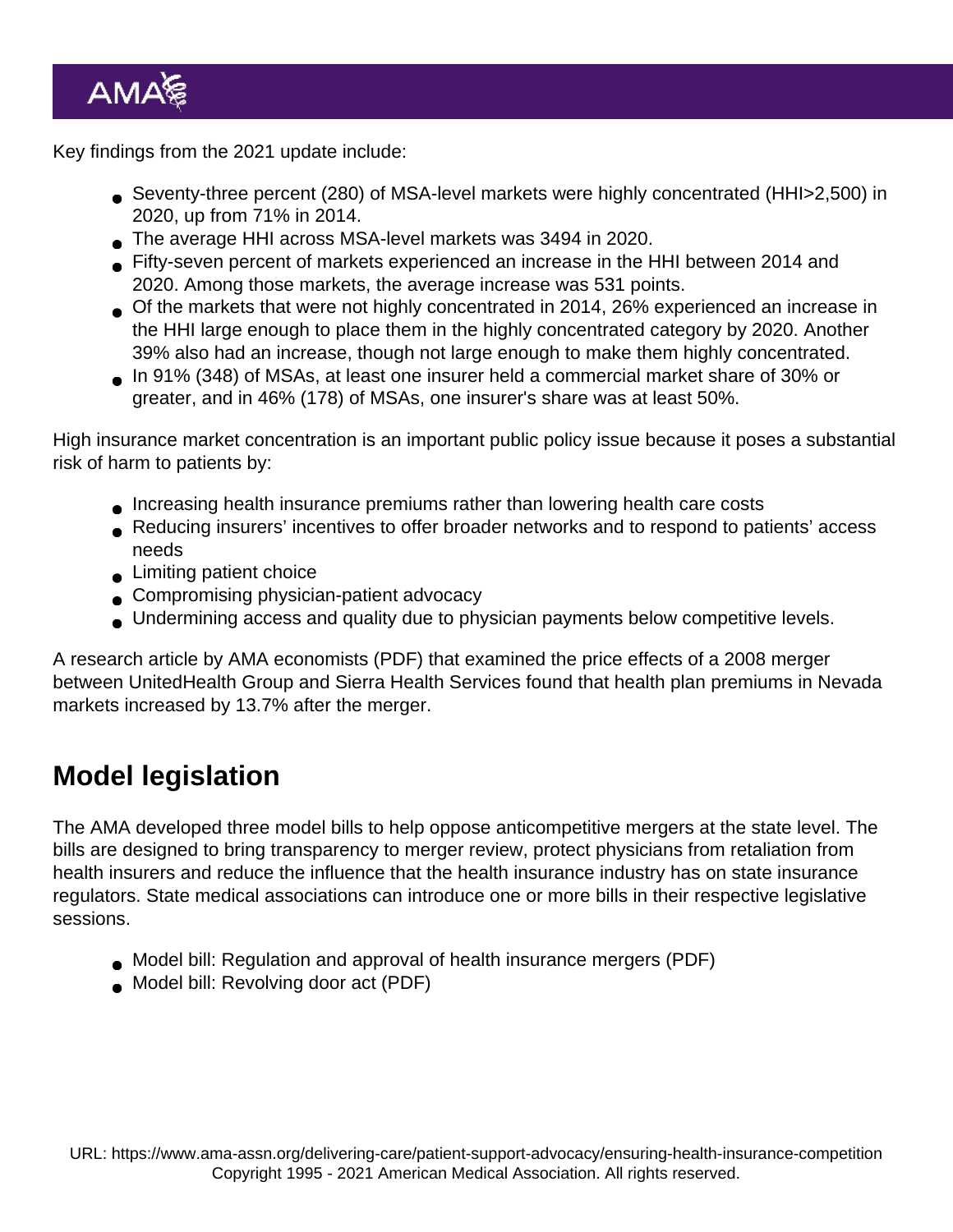Key findings from the 2021 update include:

- Seventy-three percent (280) of MSA-level markets were highly concentrated (HHI>2,500) in 2020, up from 71% in 2014.
- The average HHI across MSA-level markets was 3494 in 2020.
- Fifty-seven percent of markets experienced an increase in the HHI between 2014 and 2020. Among those markets, the average increase was 531 points.
- Of the markets that were not highly concentrated in 2014, 26% experienced an increase in the HHI large enough to place them in the highly concentrated category by 2020. Another 39% also had an increase, though not large enough to make them highly concentrated.
- In 91% (348) of MSAs, at least one insurer held a commercial market share of 30% or greater, and in 46% (178) of MSAs, one insurer's share was at least 50%.

High insurance market concentration is an important public policy issue because it poses a substantial risk of harm to patients by:

- Increasing health insurance premiums rather than lowering health care costs
- Reducing insurers' incentives to offer broader networks and to respond to patients' access needs
- Limiting patient choice
- Compromising physician-patient advocacy
- Undermining access and quality due to physician payments below competitive levels.

A research article by AMA economists (PDF) that examined the price effects of a 2008 merger between UnitedHealth Group and Sierra Health Services found that health plan premiums in Nevada markets increased by 13.7% after the merger.

## Model legislation

The AMA developed three model bills to help oppose anticompetitive mergers at the state level. The bills are designed to bring transparency to merger review, protect physicians from retaliation from health insurers and reduce the influence that the health insurance industry has on state insurance regulators. State medical associations can introduce one or more bills in their respective legislative sessions.

- Model bill: Regulation and approval of health insurance mergers (PDF)
- Model bill: Revolving door act (PDF)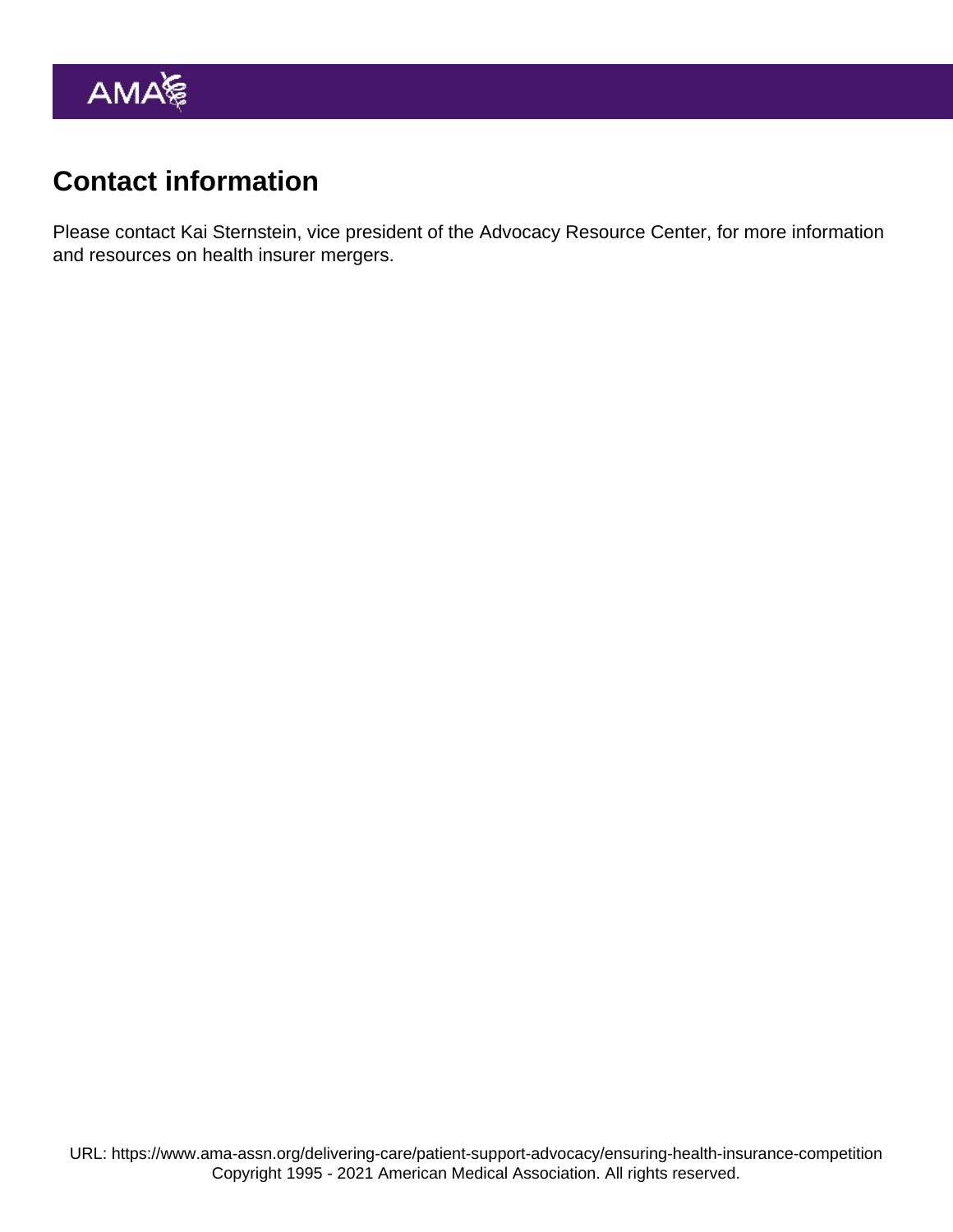## Contact information

Please contact Kai Sternstein, vice president of the Advocacy Resource Center, for more information and resources on health insurer mergers.